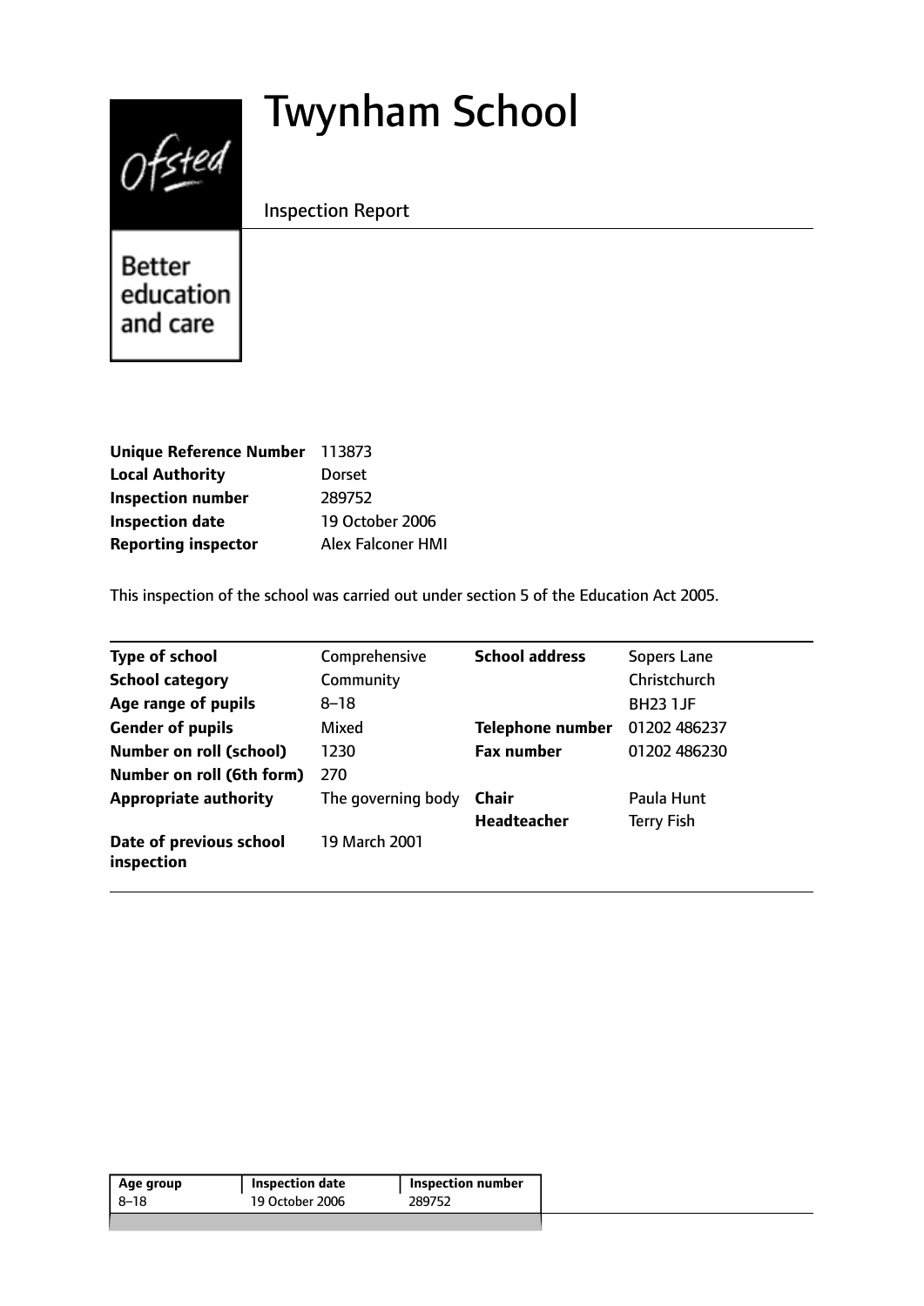# Twynham School

Inspection Report

Ofsted

Better education and care

| | |
|---|---|
| **Unique Reference Number** | 113873 |
| **Local Authority** | Dorset |
| **Inspection number** | 289752 |
| **Inspection date** | 19 October 2006 |
| **Reporting inspector** | Alex Falconer HMI |

This inspection of the school was carried out under section 5 of the Education Act 2005.

| | | | |
|---|---|---|---|
| **Type of school** | Comprehensive | **School address** | Sopers Lane |
| **School category** | Community | | Christchurch |
| **Age range of pupils** | 8–18 | | BH23 1JF |
| **Gender of pupils** | Mixed | **Telephone number** | 01202 486237 |
| **Number on roll (school)** | 1230 | **Fax number** | 01202 486230 |
| **Number on roll (6th form)** | 270 | | |
| **Appropriate authority** | The governing body | **Chair** | Paula Hunt |
| | | **Headteacher** | Terry Fish |
| **Date of previous school inspection** | 19 March 2001 | | |

| Age group | Inspection date | Inspection number |
|---|---|---|
| 8–18 | 19 October 2006 | 289752 |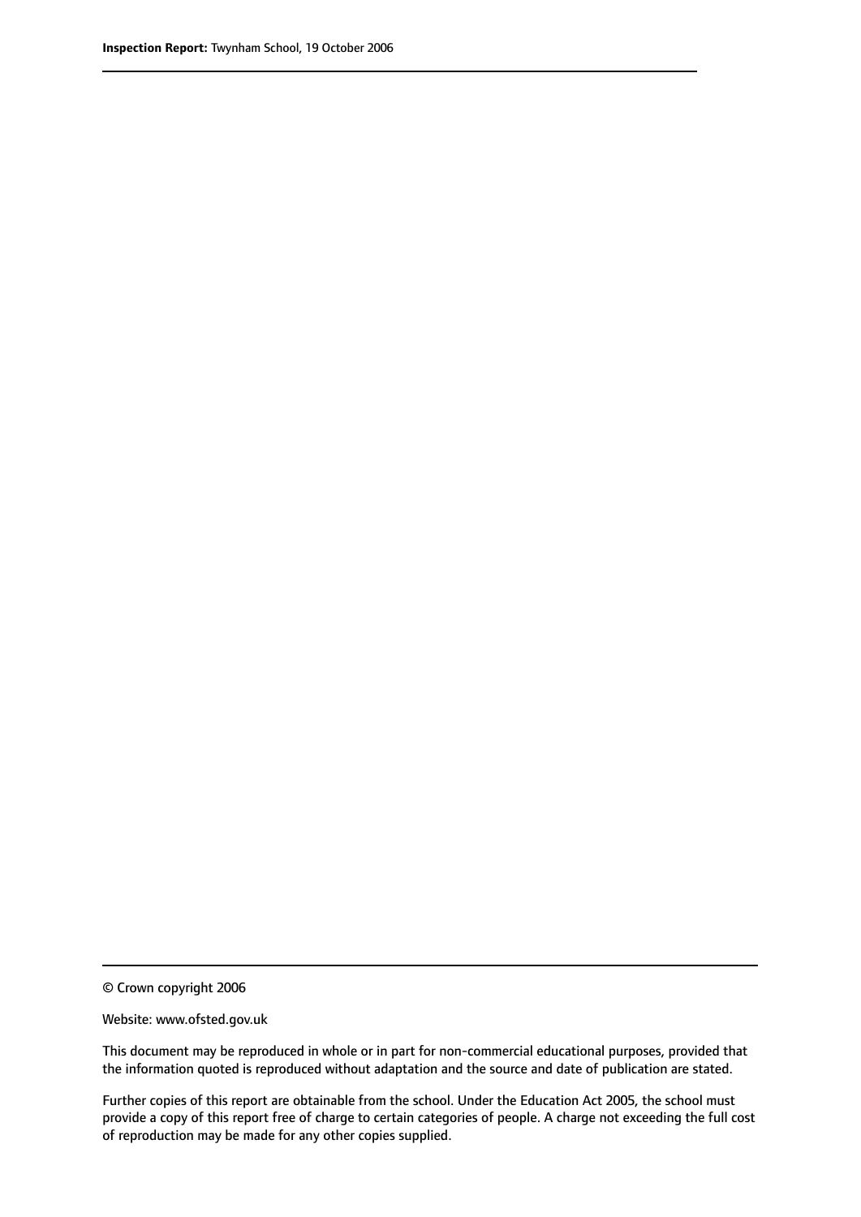© Crown copyright 2006

Website: www.ofsted.gov.uk

This document may be reproduced in whole or in part for non-commercial educational purposes, provided that the information quoted is reproduced without adaptation and the source and date of publication are stated.

Further copies of this report are obtainable from the school. Under the Education Act 2005, the school must provide a copy of this report free of charge to certain categories of people. A charge not exceeding the full cost of reproduction may be made for any other copies supplied.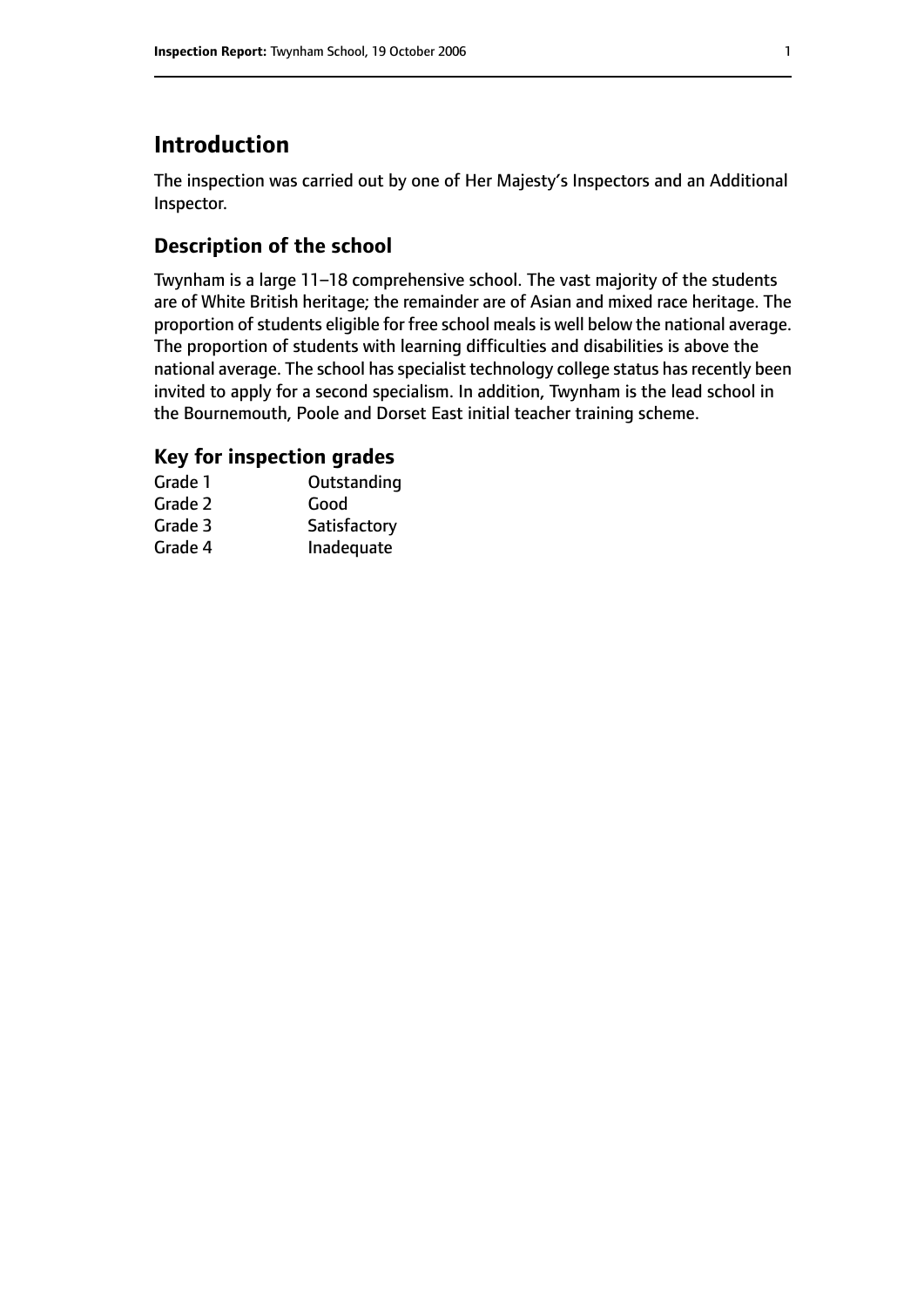# Introduction

The inspection was carried out by one of Her Majesty's Inspectors and an Additional Inspector.

## Description of the school

Twynham is a large 11–18 comprehensive school. The vast majority of the students are of White British heritage; the remainder are of Asian and mixed race heritage. The proportion of students eligible for free school meals is well below the national average. The proportion of students with learning difficulties and disabilities is above the national average. The school has specialist technology college status has recently been invited to apply for a second specialism. In addition, Twynham is the lead school in the Bournemouth, Poole and Dorset East initial teacher training scheme.

## Key for inspection grades

| | |
|---|---|
| Grade 1 | Outstanding |
| Grade 2 | Good |
| Grade 3 | Satisfactory |
| Grade 4 | Inadequate |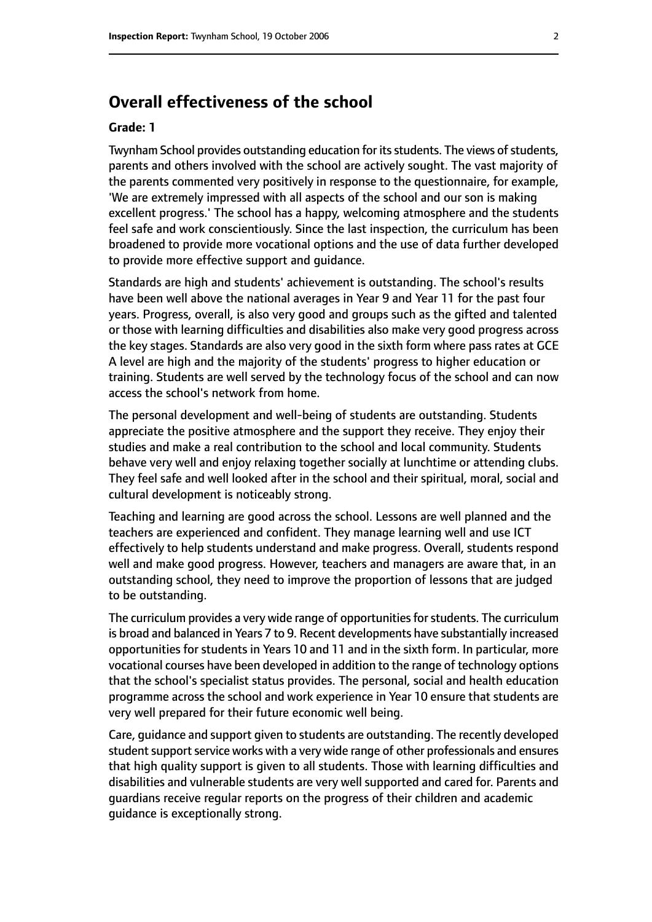## Overall effectiveness of the school

**Grade: 1**

Twynham School provides outstanding education for its students. The views of students, parents and others involved with the school are actively sought. The vast majority of the parents commented very positively in response to the questionnaire, for example, 'We are extremely impressed with all aspects of the school and our son is making excellent progress.' The school has a happy, welcoming atmosphere and the students feel safe and work conscientiously. Since the last inspection, the curriculum has been broadened to provide more vocational options and the use of data further developed to provide more effective support and guidance.

Standards are high and students' achievement is outstanding. The school's results have been well above the national averages in Year 9 and Year 11 for the past four years. Progress, overall, is also very good and groups such as the gifted and talented or those with learning difficulties and disabilities also make very good progress across the key stages. Standards are also very good in the sixth form where pass rates at GCE A level are high and the majority of the students' progress to higher education or training. Students are well served by the technology focus of the school and can now access the school's network from home.

The personal development and well-being of students are outstanding. Students appreciate the positive atmosphere and the support they receive. They enjoy their studies and make a real contribution to the school and local community. Students behave very well and enjoy relaxing together socially at lunchtime or attending clubs. They feel safe and well looked after in the school and their spiritual, moral, social and cultural development is noticeably strong.

Teaching and learning are good across the school. Lessons are well planned and the teachers are experienced and confident. They manage learning well and use ICT effectively to help students understand and make progress. Overall, students respond well and make good progress. However, teachers and managers are aware that, in an outstanding school, they need to improve the proportion of lessons that are judged to be outstanding.

The curriculum provides a very wide range of opportunities for students. The curriculum is broad and balanced in Years 7 to 9. Recent developments have substantially increased opportunities for students in Years 10 and 11 and in the sixth form. In particular, more vocational courses have been developed in addition to the range of technology options that the school's specialist status provides. The personal, social and health education programme across the school and work experience in Year 10 ensure that students are very well prepared for their future economic well being.

Care, guidance and support given to students are outstanding. The recently developed student support service works with a very wide range of other professionals and ensures that high quality support is given to all students. Those with learning difficulties and disabilities and vulnerable students are very well supported and cared for. Parents and guardians receive regular reports on the progress of their children and academic guidance is exceptionally strong.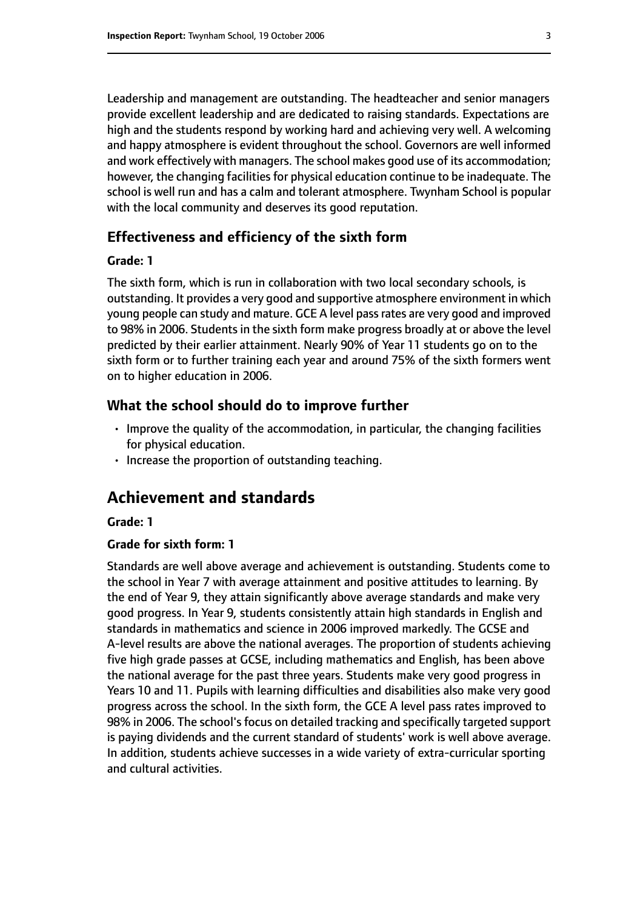Leadership and management are outstanding. The headteacher and senior managers provide excellent leadership and are dedicated to raising standards. Expectations are high and the students respond by working hard and achieving very well. A welcoming and happy atmosphere is evident throughout the school. Governors are well informed and work effectively with managers. The school makes good use of its accommodation; however, the changing facilities for physical education continue to be inadequate. The school is well run and has a calm and tolerant atmosphere. Twynham School is popular with the local community and deserves its good reputation.

### Effectiveness and efficiency of the sixth form

#### Grade: 1

The sixth form, which is run in collaboration with two local secondary schools, is outstanding. It provides a very good and supportive atmosphere environment in which young people can study and mature. GCE A level pass rates are very good and improved to 98% in 2006. Students in the sixth form make progress broadly at or above the level predicted by their earlier attainment. Nearly 90% of Year 11 students go on to the sixth form or to further training each year and around 75% of the sixth formers went on to higher education in 2006.

### What the school should do to improve further

- Improve the quality of the accommodation, in particular, the changing facilities for physical education.
- Increase the proportion of outstanding teaching.

## Achievement and standards

#### Grade: 1

#### Grade for sixth form: 1

Standards are well above average and achievement is outstanding. Students come to the school in Year 7 with average attainment and positive attitudes to learning. By the end of Year 9, they attain significantly above average standards and make very good progress. In Year 9, students consistently attain high standards in English and standards in mathematics and science in 2006 improved markedly. The GCSE and A-level results are above the national averages. The proportion of students achieving five high grade passes at GCSE, including mathematics and English, has been above the national average for the past three years. Students make very good progress in Years 10 and 11. Pupils with learning difficulties and disabilities also make very good progress across the school. In the sixth form, the GCE A level pass rates improved to 98% in 2006. The school's focus on detailed tracking and specifically targeted support is paying dividends and the current standard of students' work is well above average. In addition, students achieve successes in a wide variety of extra-curricular sporting and cultural activities.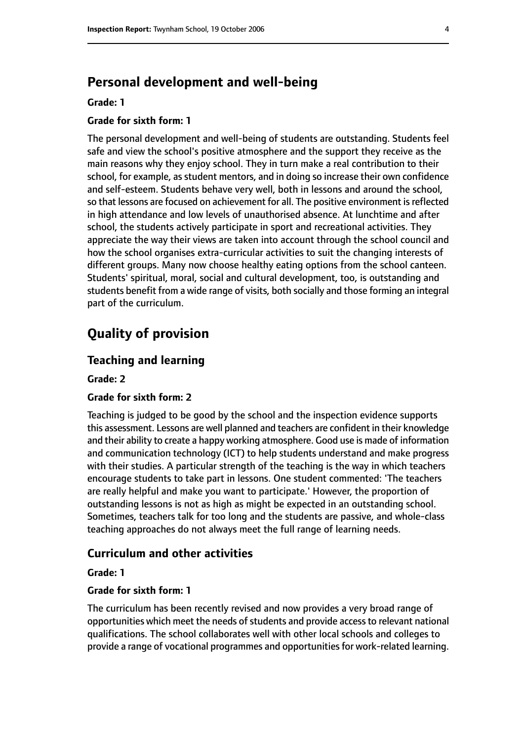## Personal development and well-being

**Grade: 1**

**Grade for sixth form: 1**

The personal development and well-being of students are outstanding. Students feel safe and view the school's positive atmosphere and the support they receive as the main reasons why they enjoy school. They in turn make a real contribution to their school, for example, as student mentors, and in doing so increase their own confidence and self-esteem. Students behave very well, both in lessons and around the school, so that lessons are focused on achievement for all. The positive environment is reflected in high attendance and low levels of unauthorised absence. At lunchtime and after school, the students actively participate in sport and recreational activities. They appreciate the way their views are taken into account through the school council and how the school organises extra-curricular activities to suit the changing interests of different groups. Many now choose healthy eating options from the school canteen. Students' spiritual, moral, social and cultural development, too, is outstanding and students benefit from a wide range of visits, both socially and those forming an integral part of the curriculum.

# Quality of provision

## Teaching and learning

**Grade: 2**

**Grade for sixth form: 2**

Teaching is judged to be good by the school and the inspection evidence supports this assessment. Lessons are well planned and teachers are confident in their knowledge and their ability to create a happy working atmosphere. Good use is made of information and communication technology (ICT) to help students understand and make progress with their studies. A particular strength of the teaching is the way in which teachers encourage students to take part in lessons. One student commented: 'The teachers are really helpful and make you want to participate.' However, the proportion of outstanding lessons is not as high as might be expected in an outstanding school. Sometimes, teachers talk for too long and the students are passive, and whole-class teaching approaches do not always meet the full range of learning needs.

## Curriculum and other activities

**Grade: 1**

**Grade for sixth form: 1**

The curriculum has been recently revised and now provides a very broad range of opportunities which meet the needs of students and provide access to relevant national qualifications. The school collaborates well with other local schools and colleges to provide a range of vocational programmes and opportunities for work-related learning.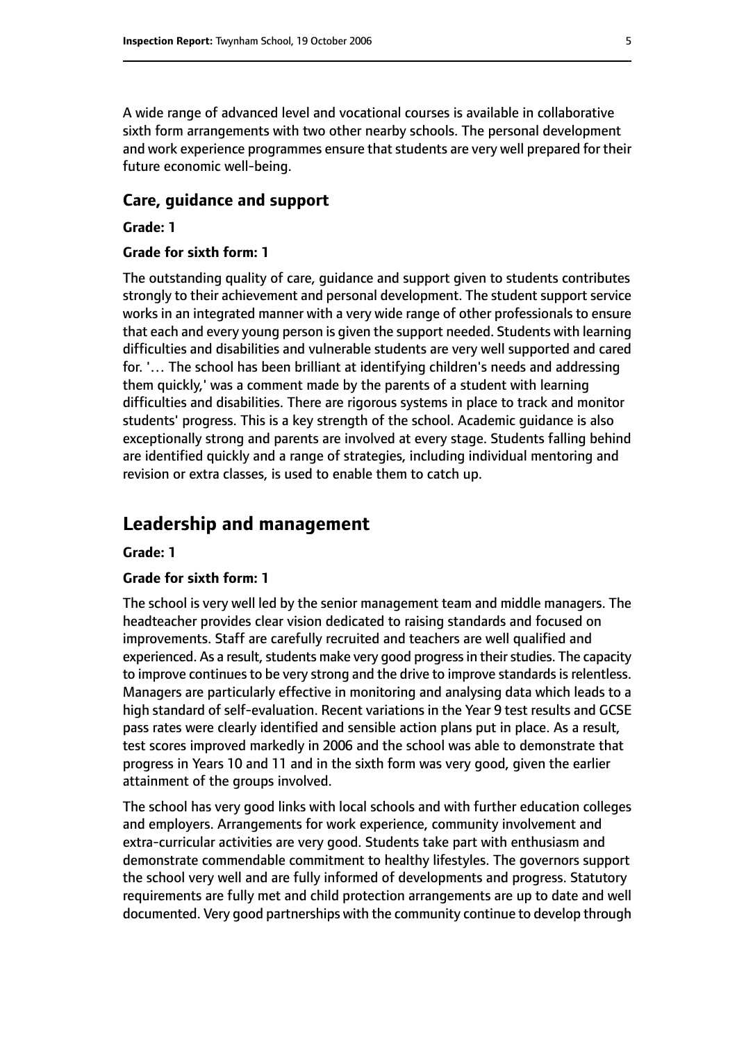A wide range of advanced level and vocational courses is available in collaborative sixth form arrangements with two other nearby schools. The personal development and work experience programmes ensure that students are very well prepared for their future economic well-being.

### Care, guidance and support

**Grade: 1**

**Grade for sixth form: 1**

The outstanding quality of care, guidance and support given to students contributes strongly to their achievement and personal development. The student support service works in an integrated manner with a very wide range of other professionals to ensure that each and every young person is given the support needed. Students with learning difficulties and disabilities and vulnerable students are very well supported and cared for. '… The school has been brilliant at identifying children's needs and addressing them quickly,' was a comment made by the parents of a student with learning difficulties and disabilities. There are rigorous systems in place to track and monitor students' progress. This is a key strength of the school. Academic guidance is also exceptionally strong and parents are involved at every stage. Students falling behind are identified quickly and a range of strategies, including individual mentoring and revision or extra classes, is used to enable them to catch up.

## Leadership and management

**Grade: 1**

**Grade for sixth form: 1**

The school is very well led by the senior management team and middle managers. The headteacher provides clear vision dedicated to raising standards and focused on improvements. Staff are carefully recruited and teachers are well qualified and experienced. As a result, students make very good progress in their studies. The capacity to improve continues to be very strong and the drive to improve standards is relentless. Managers are particularly effective in monitoring and analysing data which leads to a high standard of self-evaluation. Recent variations in the Year 9 test results and GCSE pass rates were clearly identified and sensible action plans put in place. As a result, test scores improved markedly in 2006 and the school was able to demonstrate that progress in Years 10 and 11 and in the sixth form was very good, given the earlier attainment of the groups involved.

The school has very good links with local schools and with further education colleges and employers. Arrangements for work experience, community involvement and extra-curricular activities are very good. Students take part with enthusiasm and demonstrate commendable commitment to healthy lifestyles. The governors support the school very well and are fully informed of developments and progress. Statutory requirements are fully met and child protection arrangements are up to date and well documented. Very good partnerships with the community continue to develop through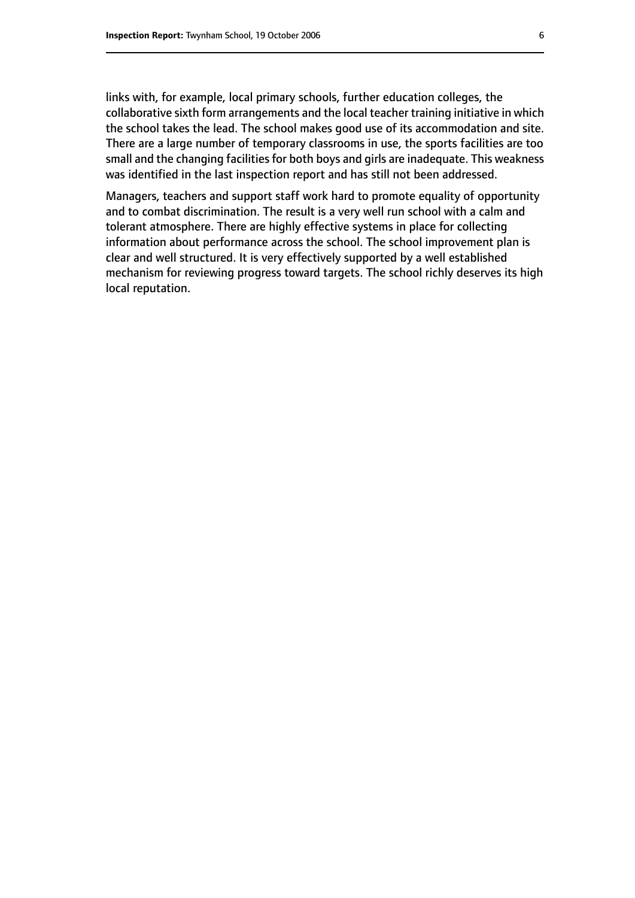links with, for example, local primary schools, further education colleges, the collaborative sixth form arrangements and the local teacher training initiative in which the school takes the lead. The school makes good use of its accommodation and site. There are a large number of temporary classrooms in use, the sports facilities are too small and the changing facilities for both boys and girls are inadequate. This weakness was identified in the last inspection report and has still not been addressed.

Managers, teachers and support staff work hard to promote equality of opportunity and to combat discrimination. The result is a very well run school with a calm and tolerant atmosphere. There are highly effective systems in place for collecting information about performance across the school. The school improvement plan is clear and well structured. It is very effectively supported by a well established mechanism for reviewing progress toward targets. The school richly deserves its high local reputation.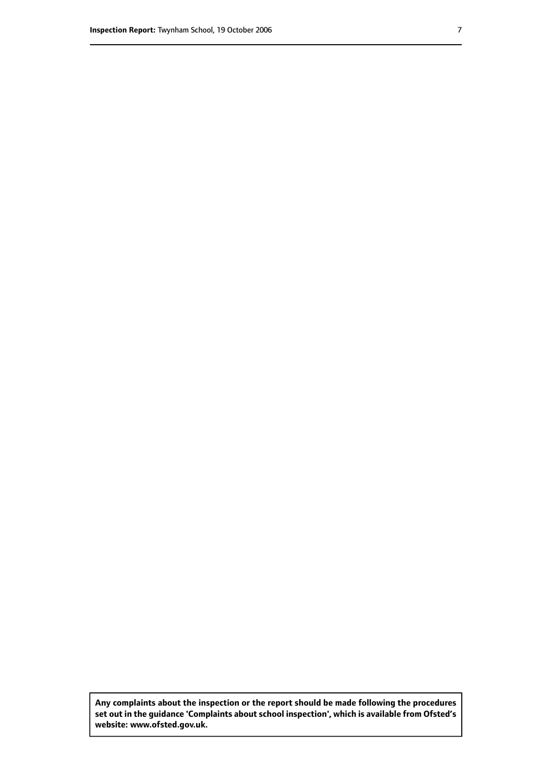**Any complaints about the inspection or the report should be made following the procedures set out in the guidance 'Complaints about school inspection', which is available from Ofsted's website: www.ofsted.gov.uk.**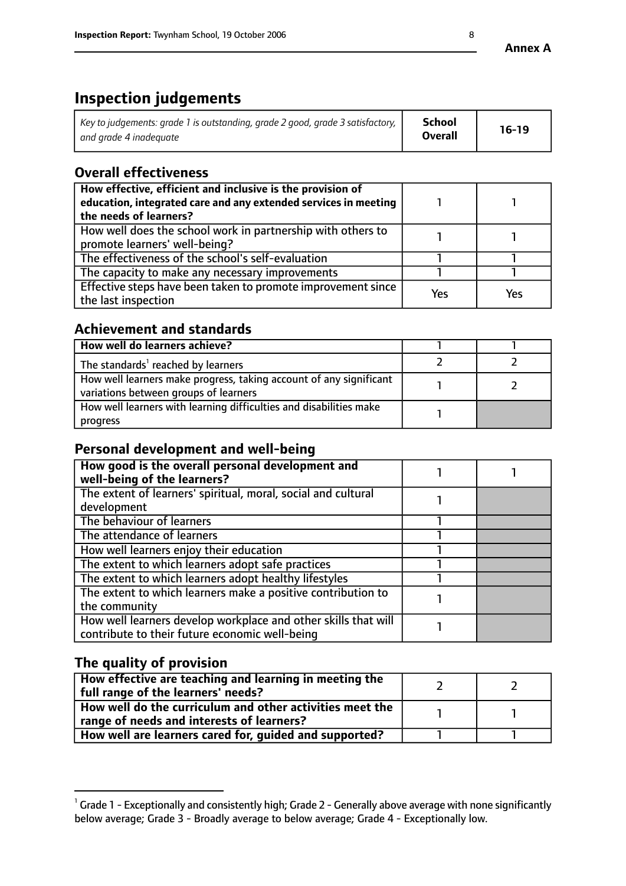**Annex A**

# Inspection judgements

| *Key to judgements: grade 1 is outstanding, grade 2 good, grade 3 satisfactory, and grade 4 inadequate* | **School Overall** | **16-19** |
|---|---|---|

## Overall effectiveness

| | | |
|---|---|---|
| **How effective, efficient and inclusive is the provision of education, integrated care and any extended services in meeting the needs of learners?** | 1 | 1 |
| How well does the school work in partnership with others to promote learners' well-being? | 1 | 1 |
| The effectiveness of the school's self-evaluation | 1 | 1 |
| The capacity to make any necessary improvements | 1 | 1 |
| Effective steps have been taken to promote improvement since the last inspection | Yes | Yes |

## Achievement and standards

| | | |
|---|---|---|
| **How well do learners achieve?** | 1 | 1 |
| The standards[1] reached by learners | 2 | 2 |
| How well learners make progress, taking account of any significant variations between groups of learners | 1 | 2 |
| How well learners with learning difficulties and disabilities make progress | 1 | |

## Personal development and well-being

| | | |
|---|---|---|
| **How good is the overall personal development and well-being of the learners?** | 1 | 1 |
| The extent of learners' spiritual, moral, social and cultural development | 1 | |
| The behaviour of learners | 1 | |
| The attendance of learners | 1 | |
| How well learners enjoy their education | 1 | |
| The extent to which learners adopt safe practices | 1 | |
| The extent to which learners adopt healthy lifestyles | 1 | |
| The extent to which learners make a positive contribution to the community | 1 | |
| How well learners develop workplace and other skills that will contribute to their future economic well-being | 1 | |

## The quality of provision

| | | |
|---|---|---|
| **How effective are teaching and learning in meeting the full range of the learners' needs?** | 2 | 2 |
| **How well do the curriculum and other activities meet the range of needs and interests of learners?** | 1 | 1 |
| **How well are learners cared for, guided and supported?** | 1 | 1 |

[1] Grade 1 - Exceptionally and consistently high; Grade 2 - Generally above average with none significantly below average; Grade 3 - Broadly average to below average; Grade 4 - Exceptionally low.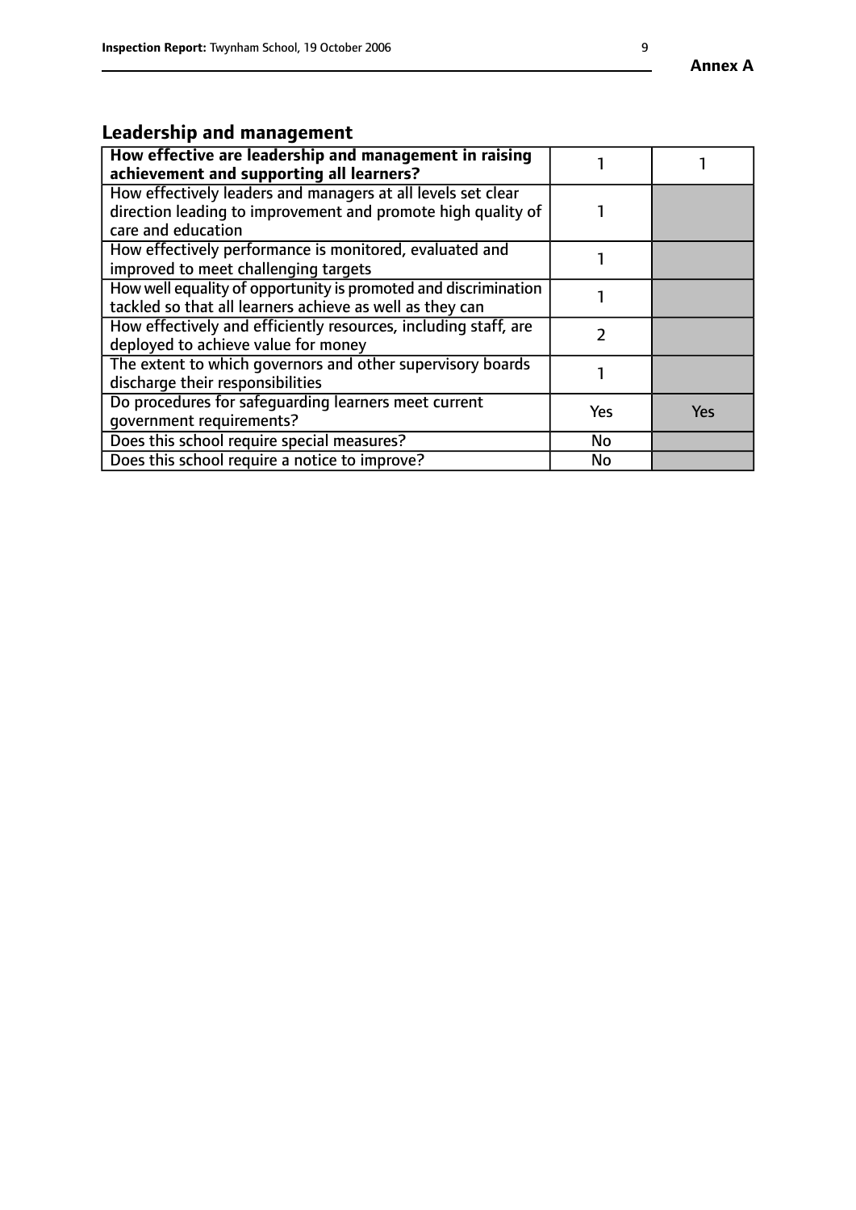**Annex A**

## Leadership and management

| **How effective are leadership and management in raising achievement and supporting all learners?** | 1 | 1 |
|---|---|---|
| How effectively leaders and managers at all levels set clear direction leading to improvement and promote high quality of care and education | 1 | |
| How effectively performance is monitored, evaluated and improved to meet challenging targets | 1 | |
| How well equality of opportunity is promoted and discrimination tackled so that all learners achieve as well as they can | 1 | |
| How effectively and efficiently resources, including staff, are deployed to achieve value for money | 2 | |
| The extent to which governors and other supervisory boards discharge their responsibilities | 1 | |
| Do procedures for safeguarding learners meet current government requirements? | Yes | Yes |
| Does this school require special measures? | No | |
| Does this school require a notice to improve? | No | |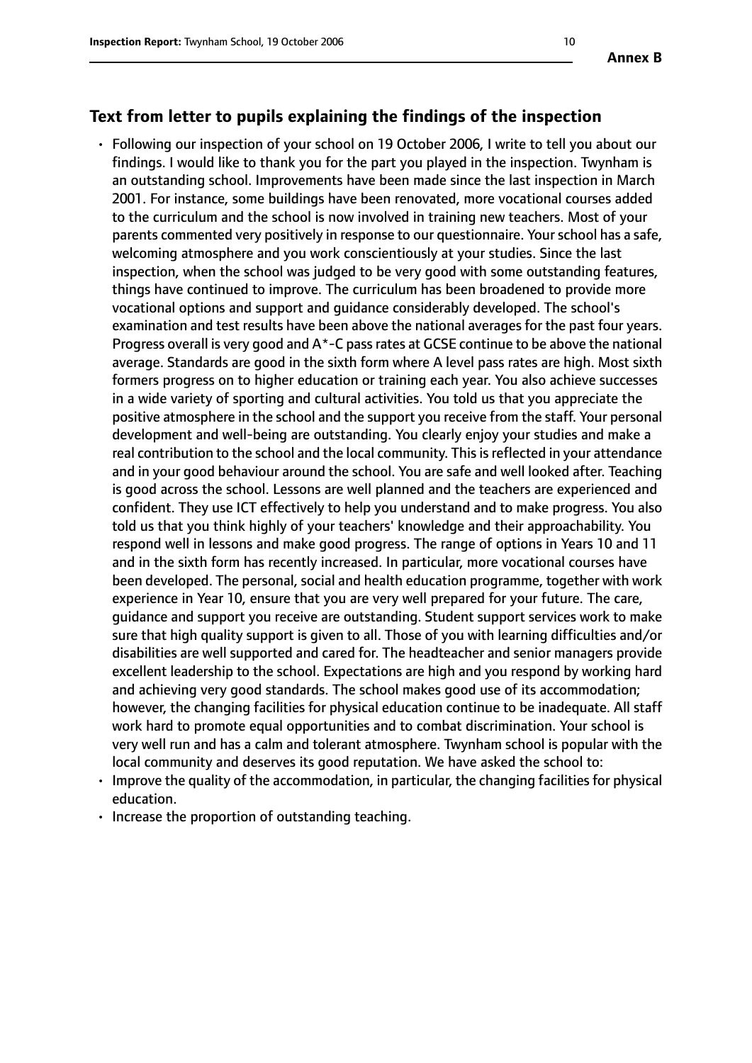## Text from letter to pupils explaining the findings of the inspection

- Following our inspection of your school on 19 October 2006, I write to tell you about our findings. I would like to thank you for the part you played in the inspection. Twynham is an outstanding school. Improvements have been made since the last inspection in March 2001. For instance, some buildings have been renovated, more vocational courses added to the curriculum and the school is now involved in training new teachers. Most of your parents commented very positively in response to our questionnaire. Your school has a safe, welcoming atmosphere and you work conscientiously at your studies. Since the last inspection, when the school was judged to be very good with some outstanding features, things have continued to improve. The curriculum has been broadened to provide more vocational options and support and guidance considerably developed. The school's examination and test results have been above the national averages for the past four years. Progress overall is very good and A*-C pass rates at GCSE continue to be above the national average. Standards are good in the sixth form where A level pass rates are high. Most sixth formers progress on to higher education or training each year. You also achieve successes in a wide variety of sporting and cultural activities. You told us that you appreciate the positive atmosphere in the school and the support you receive from the staff. Your personal development and well-being are outstanding. You clearly enjoy your studies and make a real contribution to the school and the local community. This is reflected in your attendance and in your good behaviour around the school. You are safe and well looked after. Teaching is good across the school. Lessons are well planned and the teachers are experienced and confident. They use ICT effectively to help you understand and to make progress. You also told us that you think highly of your teachers' knowledge and their approachability. You respond well in lessons and make good progress. The range of options in Years 10 and 11 and in the sixth form has recently increased. In particular, more vocational courses have been developed. The personal, social and health education programme, together with work experience in Year 10, ensure that you are very well prepared for your future. The care, guidance and support you receive are outstanding. Student support services work to make sure that high quality support is given to all. Those of you with learning difficulties and/or disabilities are well supported and cared for. The headteacher and senior managers provide excellent leadership to the school. Expectations are high and you respond by working hard and achieving very good standards. The school makes good use of its accommodation; however, the changing facilities for physical education continue to be inadequate. All staff work hard to promote equal opportunities and to combat discrimination. Your school is very well run and has a calm and tolerant atmosphere. Twynham school is popular with the local community and deserves its good reputation. We have asked the school to:
- Improve the quality of the accommodation, in particular, the changing facilities for physical education.
- Increase the proportion of outstanding teaching.